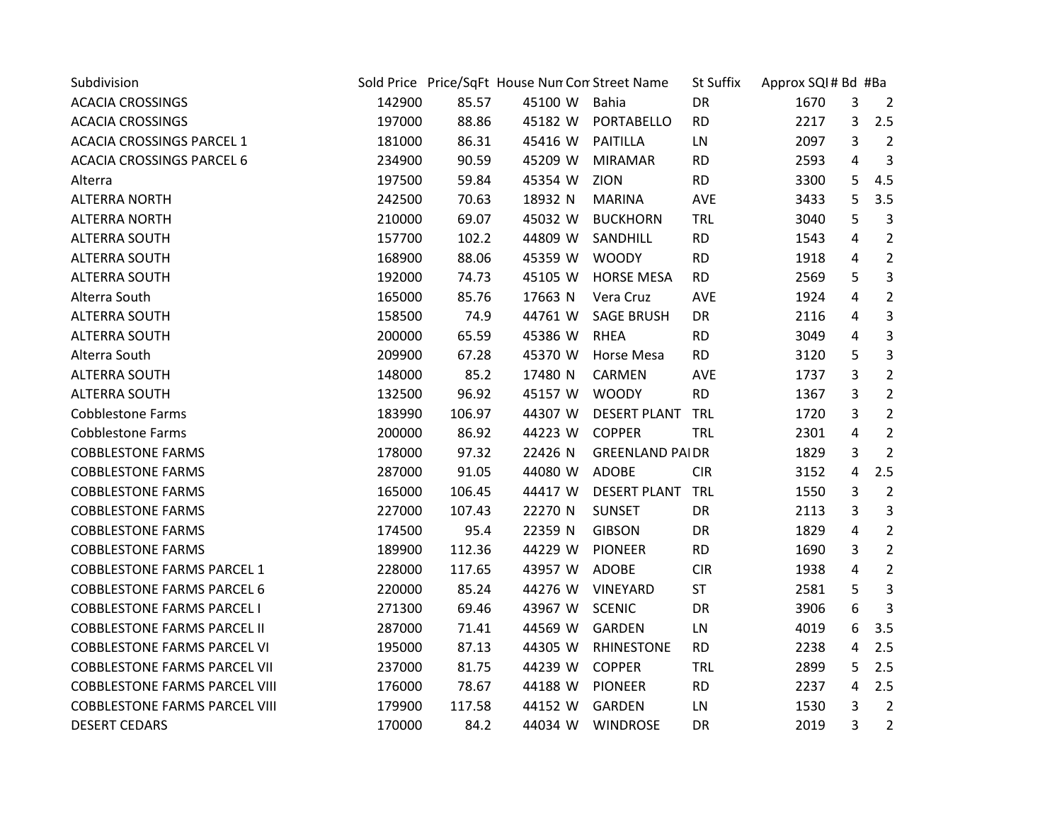| Subdivision | Sold Price | Price/SqFt | House Num | Com | Street Name | St Suffix | Approx SQI | # Bd | #Ba |
|---|---|---|---|---|---|---|---|---|---|
| ACACIA CROSSINGS | 142900 | 85.57 | 45100 | W | Bahia | DR | 1670 | 3 | 2 |
| ACACIA CROSSINGS | 197000 | 88.86 | 45182 | W | PORTABELLO | RD | 2217 | 3 | 2.5 |
| ACACIA CROSSINGS PARCEL 1 | 181000 | 86.31 | 45416 | W | PAITILLA | LN | 2097 | 3 | 2 |
| ACACIA CROSSINGS PARCEL 6 | 234900 | 90.59 | 45209 | W | MIRAMAR | RD | 2593 | 4 | 3 |
| Alterra | 197500 | 59.84 | 45354 | W | ZION | RD | 3300 | 5 | 4.5 |
| ALTERRA NORTH | 242500 | 70.63 | 18932 | N | MARINA | AVE | 3433 | 5 | 3.5 |
| ALTERRA NORTH | 210000 | 69.07 | 45032 | W | BUCKHORN | TRL | 3040 | 5 | 3 |
| ALTERRA SOUTH | 157700 | 102.2 | 44809 | W | SANDHILL | RD | 1543 | 4 | 2 |
| ALTERRA SOUTH | 168900 | 88.06 | 45359 | W | WOODY | RD | 1918 | 4 | 2 |
| ALTERRA SOUTH | 192000 | 74.73 | 45105 | W | HORSE MESA | RD | 2569 | 5 | 3 |
| Alterra South | 165000 | 85.76 | 17663 | N | Vera Cruz | AVE | 1924 | 4 | 2 |
| ALTERRA SOUTH | 158500 | 74.9 | 44761 | W | SAGE BRUSH | DR | 2116 | 4 | 3 |
| ALTERRA SOUTH | 200000 | 65.59 | 45386 | W | RHEA | RD | 3049 | 4 | 3 |
| Alterra South | 209900 | 67.28 | 45370 | W | Horse Mesa | RD | 3120 | 5 | 3 |
| ALTERRA SOUTH | 148000 | 85.2 | 17480 | N | CARMEN | AVE | 1737 | 3 | 2 |
| ALTERRA SOUTH | 132500 | 96.92 | 45157 | W | WOODY | RD | 1367 | 3 | 2 |
| Cobblestone Farms | 183990 | 106.97 | 44307 | W | DESERT PLANT | TRL | 1720 | 3 | 2 |
| Cobblestone Farms | 200000 | 86.92 | 44223 | W | COPPER | TRL | 2301 | 4 | 2 |
| COBBLESTONE FARMS | 178000 | 97.32 | 22426 | N | GREENLAND PAI | DR | 1829 | 3 | 2 |
| COBBLESTONE FARMS | 287000 | 91.05 | 44080 | W | ADOBE | CIR | 3152 | 4 | 2.5 |
| COBBLESTONE FARMS | 165000 | 106.45 | 44417 | W | DESERT PLANT | TRL | 1550 | 3 | 2 |
| COBBLESTONE FARMS | 227000 | 107.43 | 22270 | N | SUNSET | DR | 2113 | 3 | 3 |
| COBBLESTONE FARMS | 174500 | 95.4 | 22359 | N | GIBSON | DR | 1829 | 4 | 2 |
| COBBLESTONE FARMS | 189900 | 112.36 | 44229 | W | PIONEER | RD | 1690 | 3 | 2 |
| COBBLESTONE FARMS PARCEL 1 | 228000 | 117.65 | 43957 | W | ADOBE | CIR | 1938 | 4 | 2 |
| COBBLESTONE FARMS PARCEL 6 | 220000 | 85.24 | 44276 | W | VINEYARD | ST | 2581 | 5 | 3 |
| COBBLESTONE FARMS PARCEL I | 271300 | 69.46 | 43967 | W | SCENIC | DR | 3906 | 6 | 3 |
| COBBLESTONE FARMS PARCEL II | 287000 | 71.41 | 44569 | W | GARDEN | LN | 4019 | 6 | 3.5 |
| COBBLESTONE FARMS PARCEL VI | 195000 | 87.13 | 44305 | W | RHINESTONE | RD | 2238 | 4 | 2.5 |
| COBBLESTONE FARMS PARCEL VII | 237000 | 81.75 | 44239 | W | COPPER | TRL | 2899 | 5 | 2.5 |
| COBBLESTONE FARMS PARCEL VIII | 176000 | 78.67 | 44188 | W | PIONEER | RD | 2237 | 4 | 2.5 |
| COBBLESTONE FARMS PARCEL VIII | 179900 | 117.58 | 44152 | W | GARDEN | LN | 1530 | 3 | 2 |
| DESERT CEDARS | 170000 | 84.2 | 44034 | W | WINDROSE | DR | 2019 | 3 | 2 |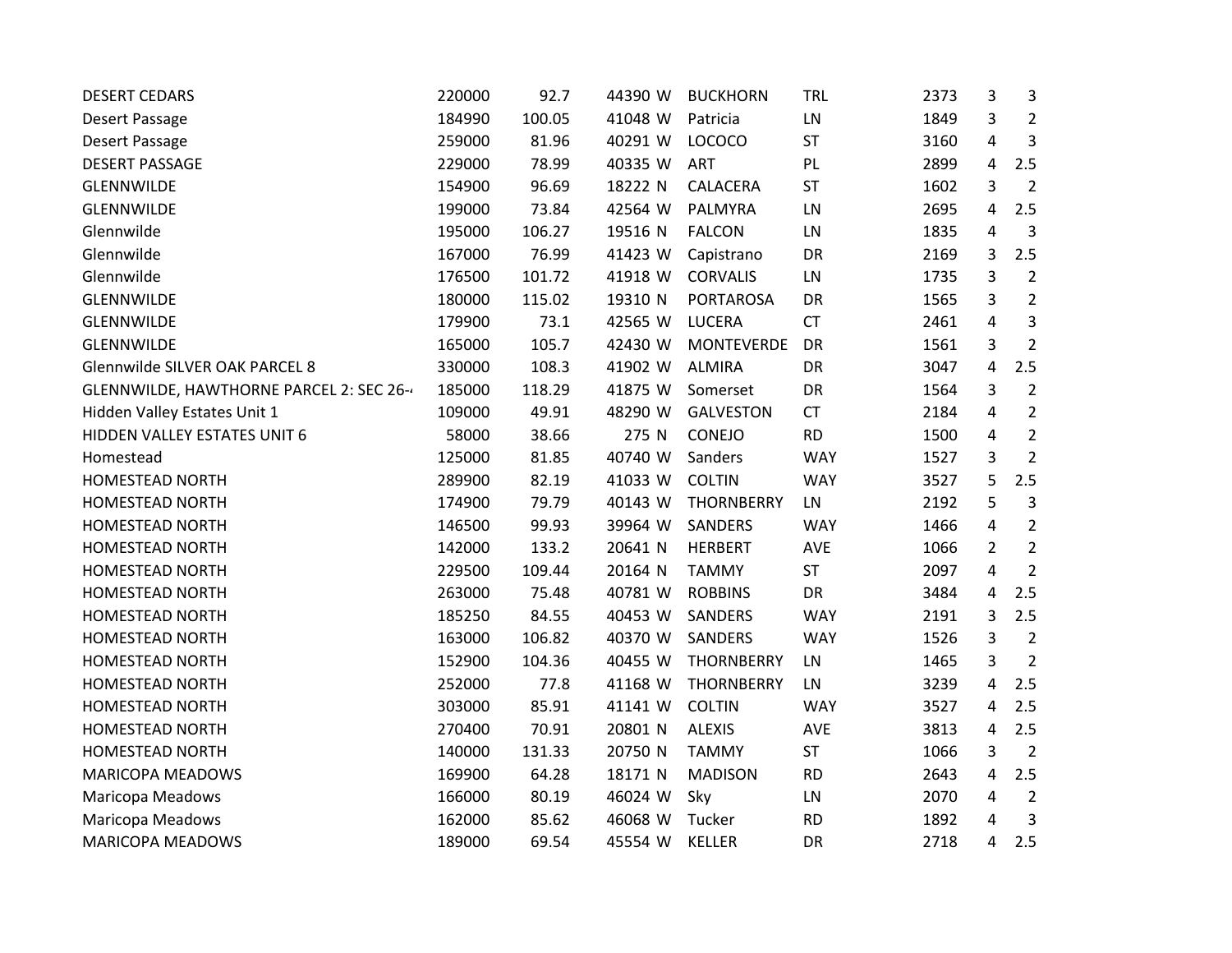| | | | | | | | | | |
|---|---|---|---|---|---|---|---|---|---|
| DESERT CEDARS | 220000 | 92.7 | 44390 | W | BUCKHORN | TRL | 2373 | 3 | 3 |
| Desert Passage | 184990 | 100.05 | 41048 | W | Patricia | LN | 1849 | 3 | 2 |
| Desert Passage | 259000 | 81.96 | 40291 | W | LOCOCO | ST | 3160 | 4 | 3 |
| DESERT PASSAGE | 229000 | 78.99 | 40335 | W | ART | PL | 2899 | 4 | 2.5 |
| GLENNWILDE | 154900 | 96.69 | 18222 | N | CALACERA | ST | 1602 | 3 | 2 |
| GLENNWILDE | 199000 | 73.84 | 42564 | W | PALMYRA | LN | 2695 | 4 | 2.5 |
| Glennwilde | 195000 | 106.27 | 19516 | N | FALCON | LN | 1835 | 4 | 3 |
| Glennwilde | 167000 | 76.99 | 41423 | W | Capistrano | DR | 2169 | 3 | 2.5 |
| Glennwilde | 176500 | 101.72 | 41918 | W | CORVALIS | LN | 1735 | 3 | 2 |
| GLENNWILDE | 180000 | 115.02 | 19310 | N | PORTAROSA | DR | 1565 | 3 | 2 |
| GLENNWILDE | 179900 | 73.1 | 42565 | W | LUCERA | CT | 2461 | 4 | 3 |
| GLENNWILDE | 165000 | 105.7 | 42430 | W | MONTEVERDE | DR | 1561 | 3 | 2 |
| Glennwilde SILVER OAK PARCEL 8 | 330000 | 108.3 | 41902 | W | ALMIRA | DR | 3047 | 4 | 2.5 |
| GLENNWILDE, HAWTHORNE PARCEL 2: SEC 26-4 | 185000 | 118.29 | 41875 | W | Somerset | DR | 1564 | 3 | 2 |
| Hidden Valley Estates Unit 1 | 109000 | 49.91 | 48290 | W | GALVESTON | CT | 2184 | 4 | 2 |
| HIDDEN VALLEY ESTATES UNIT 6 | 58000 | 38.66 | 275 | N | CONEJO | RD | 1500 | 4 | 2 |
| Homestead | 125000 | 81.85 | 40740 | W | Sanders | WAY | 1527 | 3 | 2 |
| HOMESTEAD NORTH | 289900 | 82.19 | 41033 | W | COLTIN | WAY | 3527 | 5 | 2.5 |
| HOMESTEAD NORTH | 174900 | 79.79 | 40143 | W | THORNBERRY | LN | 2192 | 5 | 3 |
| HOMESTEAD NORTH | 146500 | 99.93 | 39964 | W | SANDERS | WAY | 1466 | 4 | 2 |
| HOMESTEAD NORTH | 142000 | 133.2 | 20641 | N | HERBERT | AVE | 1066 | 2 | 2 |
| HOMESTEAD NORTH | 229500 | 109.44 | 20164 | N | TAMMY | ST | 2097 | 4 | 2 |
| HOMESTEAD NORTH | 263000 | 75.48 | 40781 | W | ROBBINS | DR | 3484 | 4 | 2.5 |
| HOMESTEAD NORTH | 185250 | 84.55 | 40453 | W | SANDERS | WAY | 2191 | 3 | 2.5 |
| HOMESTEAD NORTH | 163000 | 106.82 | 40370 | W | SANDERS | WAY | 1526 | 3 | 2 |
| HOMESTEAD NORTH | 152900 | 104.36 | 40455 | W | THORNBERRY | LN | 1465 | 3 | 2 |
| HOMESTEAD NORTH | 252000 | 77.8 | 41168 | W | THORNBERRY | LN | 3239 | 4 | 2.5 |
| HOMESTEAD NORTH | 303000 | 85.91 | 41141 | W | COLTIN | WAY | 3527 | 4 | 2.5 |
| HOMESTEAD NORTH | 270400 | 70.91 | 20801 | N | ALEXIS | AVE | 3813 | 4 | 2.5 |
| HOMESTEAD NORTH | 140000 | 131.33 | 20750 | N | TAMMY | ST | 1066 | 3 | 2 |
| MARICOPA MEADOWS | 169900 | 64.28 | 18171 | N | MADISON | RD | 2643 | 4 | 2.5 |
| Maricopa Meadows | 166000 | 80.19 | 46024 | W | Sky | LN | 2070 | 4 | 2 |
| Maricopa Meadows | 162000 | 85.62 | 46068 | W | Tucker | RD | 1892 | 4 | 3 |
| MARICOPA MEADOWS | 189000 | 69.54 | 45554 | W | KELLER | DR | 2718 | 4 | 2.5 |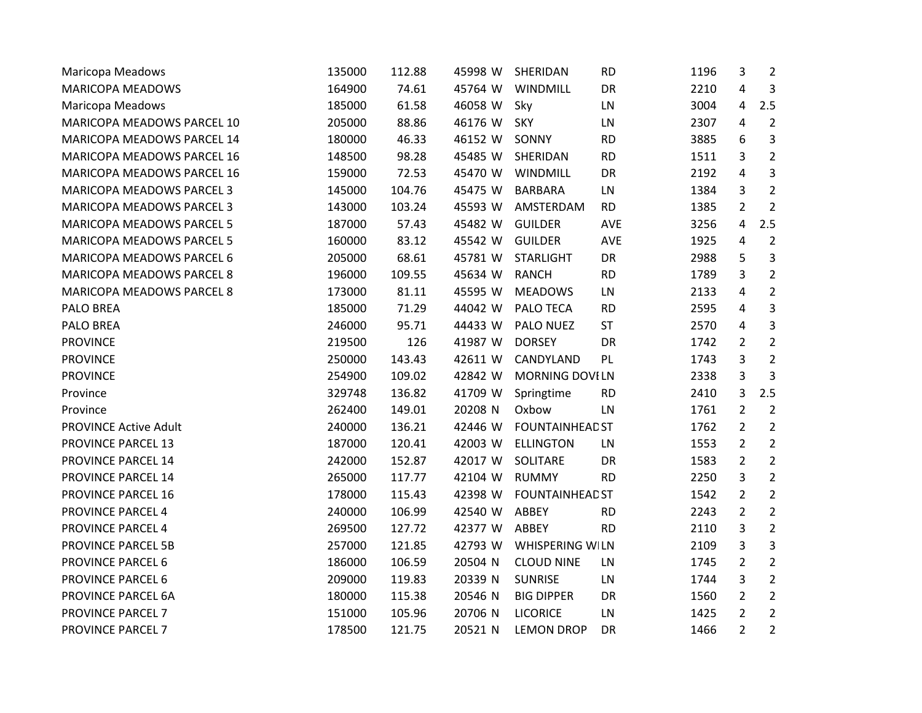| | | | | | | | | | |
|---|---|---|---|---|---|---|---|---|---|
| Maricopa Meadows | 135000 | 112.88 | 45998 | W | SHERIDAN | RD | 1196 | 3 | 2 |
| MARICOPA MEADOWS | 164900 | 74.61 | 45764 | W | WINDMILL | DR | 2210 | 4 | 3 |
| Maricopa Meadows | 185000 | 61.58 | 46058 | W | Sky | LN | 3004 | 4 | 2.5 |
| MARICOPA MEADOWS PARCEL 10 | 205000 | 88.86 | 46176 | W | SKY | LN | 2307 | 4 | 2 |
| MARICOPA MEADOWS PARCEL 14 | 180000 | 46.33 | 46152 | W | SONNY | RD | 3885 | 6 | 3 |
| MARICOPA MEADOWS PARCEL 16 | 148500 | 98.28 | 45485 | W | SHERIDAN | RD | 1511 | 3 | 2 |
| MARICOPA MEADOWS PARCEL 16 | 159000 | 72.53 | 45470 | W | WINDMILL | DR | 2192 | 4 | 3 |
| MARICOPA MEADOWS PARCEL 3 | 145000 | 104.76 | 45475 | W | BARBARA | LN | 1384 | 3 | 2 |
| MARICOPA MEADOWS PARCEL 3 | 143000 | 103.24 | 45593 | W | AMSTERDAM | RD | 1385 | 2 | 2 |
| MARICOPA MEADOWS PARCEL 5 | 187000 | 57.43 | 45482 | W | GUILDER | AVE | 3256 | 4 | 2.5 |
| MARICOPA MEADOWS PARCEL 5 | 160000 | 83.12 | 45542 | W | GUILDER | AVE | 1925 | 4 | 2 |
| MARICOPA MEADOWS PARCEL 6 | 205000 | 68.61 | 45781 | W | STARLIGHT | DR | 2988 | 5 | 3 |
| MARICOPA MEADOWS PARCEL 8 | 196000 | 109.55 | 45634 | W | RANCH | RD | 1789 | 3 | 2 |
| MARICOPA MEADOWS PARCEL 8 | 173000 | 81.11 | 45595 | W | MEADOWS | LN | 2133 | 4 | 2 |
| PALO BREA | 185000 | 71.29 | 44042 | W | PALO TECA | RD | 2595 | 4 | 3 |
| PALO BREA | 246000 | 95.71 | 44433 | W | PALO NUEZ | ST | 2570 | 4 | 3 |
| PROVINCE | 219500 | 126 | 41987 | W | DORSEY | DR | 1742 | 2 | 2 |
| PROVINCE | 250000 | 143.43 | 42611 | W | CANDYLAND | PL | 1743 | 3 | 2 |
| PROVINCE | 254900 | 109.02 | 42842 | W | MORNING DOVE | LN | 2338 | 3 | 3 |
| Province | 329748 | 136.82 | 41709 | W | Springtime | RD | 2410 | 3 | 2.5 |
| Province | 262400 | 149.01 | 20208 | N | Oxbow | LN | 1761 | 2 | 2 |
| PROVINCE Active Adult | 240000 | 136.21 | 42446 | W | FOUNTAINHEAD | ST | 1762 | 2 | 2 |
| PROVINCE PARCEL 13 | 187000 | 120.41 | 42003 | W | ELLINGTON | LN | 1553 | 2 | 2 |
| PROVINCE PARCEL 14 | 242000 | 152.87 | 42017 | W | SOLITARE | DR | 1583 | 2 | 2 |
| PROVINCE PARCEL 14 | 265000 | 117.77 | 42104 | W | RUMMY | RD | 2250 | 3 | 2 |
| PROVINCE PARCEL 16 | 178000 | 115.43 | 42398 | W | FOUNTAINHEAD | ST | 1542 | 2 | 2 |
| PROVINCE PARCEL 4 | 240000 | 106.99 | 42540 | W | ABBEY | RD | 2243 | 2 | 2 |
| PROVINCE PARCEL 4 | 269500 | 127.72 | 42377 | W | ABBEY | RD | 2110 | 3 | 2 |
| PROVINCE PARCEL 5B | 257000 | 121.85 | 42793 | W | WHISPERING WI | LN | 2109 | 3 | 3 |
| PROVINCE PARCEL 6 | 186000 | 106.59 | 20504 | N | CLOUD NINE | LN | 1745 | 2 | 2 |
| PROVINCE PARCEL 6 | 209000 | 119.83 | 20339 | N | SUNRISE | LN | 1744 | 3 | 2 |
| PROVINCE PARCEL 6A | 180000 | 115.38 | 20546 | N | BIG DIPPER | DR | 1560 | 2 | 2 |
| PROVINCE PARCEL 7 | 151000 | 105.96 | 20706 | N | LICORICE | LN | 1425 | 2 | 2 |
| PROVINCE PARCEL 7 | 178500 | 121.75 | 20521 | N | LEMON DROP | DR | 1466 | 2 | 2 |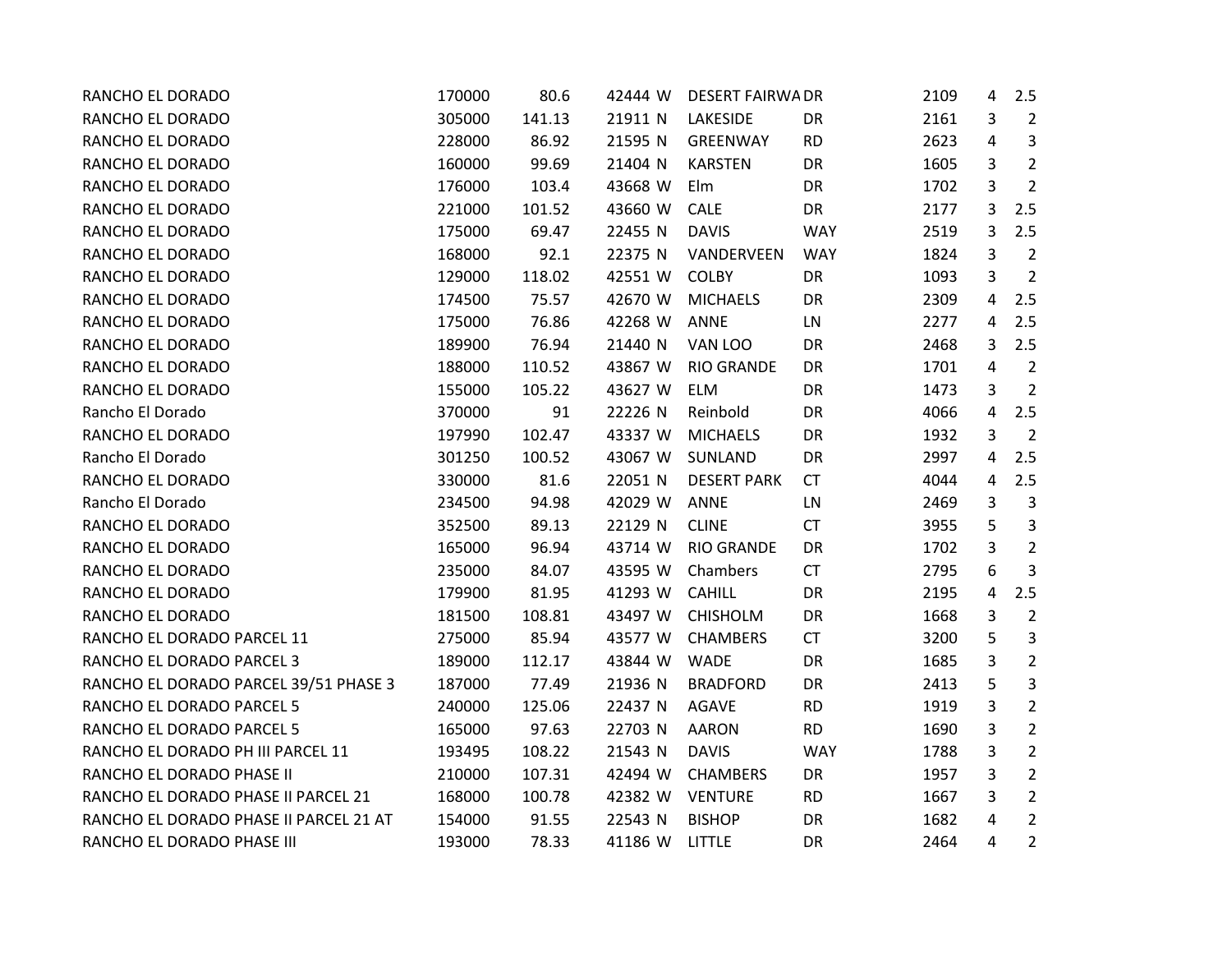| | | | | | | | | | |
|---|---|---|---|---|---|---|---|---|---|
| RANCHO EL DORADO | 170000 | 80.6 | 42444 | W | DESERT FAIRWA | DR | 2109 | 4 | 2.5 |
| RANCHO EL DORADO | 305000 | 141.13 | 21911 | N | LAKESIDE | DR | 2161 | 3 | 2 |
| RANCHO EL DORADO | 228000 | 86.92 | 21595 | N | GREENWAY | RD | 2623 | 4 | 3 |
| RANCHO EL DORADO | 160000 | 99.69 | 21404 | N | KARSTEN | DR | 1605 | 3 | 2 |
| RANCHO EL DORADO | 176000 | 103.4 | 43668 | W | Elm | DR | 1702 | 3 | 2 |
| RANCHO EL DORADO | 221000 | 101.52 | 43660 | W | CALE | DR | 2177 | 3 | 2.5 |
| RANCHO EL DORADO | 175000 | 69.47 | 22455 | N | DAVIS | WAY | 2519 | 3 | 2.5 |
| RANCHO EL DORADO | 168000 | 92.1 | 22375 | N | VANDERVEEN | WAY | 1824 | 3 | 2 |
| RANCHO EL DORADO | 129000 | 118.02 | 42551 | W | COLBY | DR | 1093 | 3 | 2 |
| RANCHO EL DORADO | 174500 | 75.57 | 42670 | W | MICHAELS | DR | 2309 | 4 | 2.5 |
| RANCHO EL DORADO | 175000 | 76.86 | 42268 | W | ANNE | LN | 2277 | 4 | 2.5 |
| RANCHO EL DORADO | 189900 | 76.94 | 21440 | N | VAN LOO | DR | 2468 | 3 | 2.5 |
| RANCHO EL DORADO | 188000 | 110.52 | 43867 | W | RIO GRANDE | DR | 1701 | 4 | 2 |
| RANCHO EL DORADO | 155000 | 105.22 | 43627 | W | ELM | DR | 1473 | 3 | 2 |
| Rancho El Dorado | 370000 | 91 | 22226 | N | Reinbold | DR | 4066 | 4 | 2.5 |
| RANCHO EL DORADO | 197990 | 102.47 | 43337 | W | MICHAELS | DR | 1932 | 3 | 2 |
| Rancho El Dorado | 301250 | 100.52 | 43067 | W | SUNLAND | DR | 2997 | 4 | 2.5 |
| RANCHO EL DORADO | 330000 | 81.6 | 22051 | N | DESERT PARK | CT | 4044 | 4 | 2.5 |
| Rancho El Dorado | 234500 | 94.98 | 42029 | W | ANNE | LN | 2469 | 3 | 3 |
| RANCHO EL DORADO | 352500 | 89.13 | 22129 | N | CLINE | CT | 3955 | 5 | 3 |
| RANCHO EL DORADO | 165000 | 96.94 | 43714 | W | RIO GRANDE | DR | 1702 | 3 | 2 |
| RANCHO EL DORADO | 235000 | 84.07 | 43595 | W | Chambers | CT | 2795 | 6 | 3 |
| RANCHO EL DORADO | 179900 | 81.95 | 41293 | W | CAHILL | DR | 2195 | 4 | 2.5 |
| RANCHO EL DORADO | 181500 | 108.81 | 43497 | W | CHISHOLM | DR | 1668 | 3 | 2 |
| RANCHO EL DORADO PARCEL 11 | 275000 | 85.94 | 43577 | W | CHAMBERS | CT | 3200 | 5 | 3 |
| RANCHO EL DORADO PARCEL 3 | 189000 | 112.17 | 43844 | W | WADE | DR | 1685 | 3 | 2 |
| RANCHO EL DORADO PARCEL 39/51 PHASE 3 | 187000 | 77.49 | 21936 | N | BRADFORD | DR | 2413 | 5 | 3 |
| RANCHO EL DORADO PARCEL 5 | 240000 | 125.06 | 22437 | N | AGAVE | RD | 1919 | 3 | 2 |
| RANCHO EL DORADO PARCEL 5 | 165000 | 97.63 | 22703 | N | AARON | RD | 1690 | 3 | 2 |
| RANCHO EL DORADO PH III PARCEL 11 | 193495 | 108.22 | 21543 | N | DAVIS | WAY | 1788 | 3 | 2 |
| RANCHO EL DORADO PHASE II | 210000 | 107.31 | 42494 | W | CHAMBERS | DR | 1957 | 3 | 2 |
| RANCHO EL DORADO PHASE II PARCEL 21 | 168000 | 100.78 | 42382 | W | VENTURE | RD | 1667 | 3 | 2 |
| RANCHO EL DORADO PHASE II PARCEL 21 AT | 154000 | 91.55 | 22543 | N | BISHOP | DR | 1682 | 4 | 2 |
| RANCHO EL DORADO PHASE III | 193000 | 78.33 | 41186 | W | LITTLE | DR | 2464 | 4 | 2 |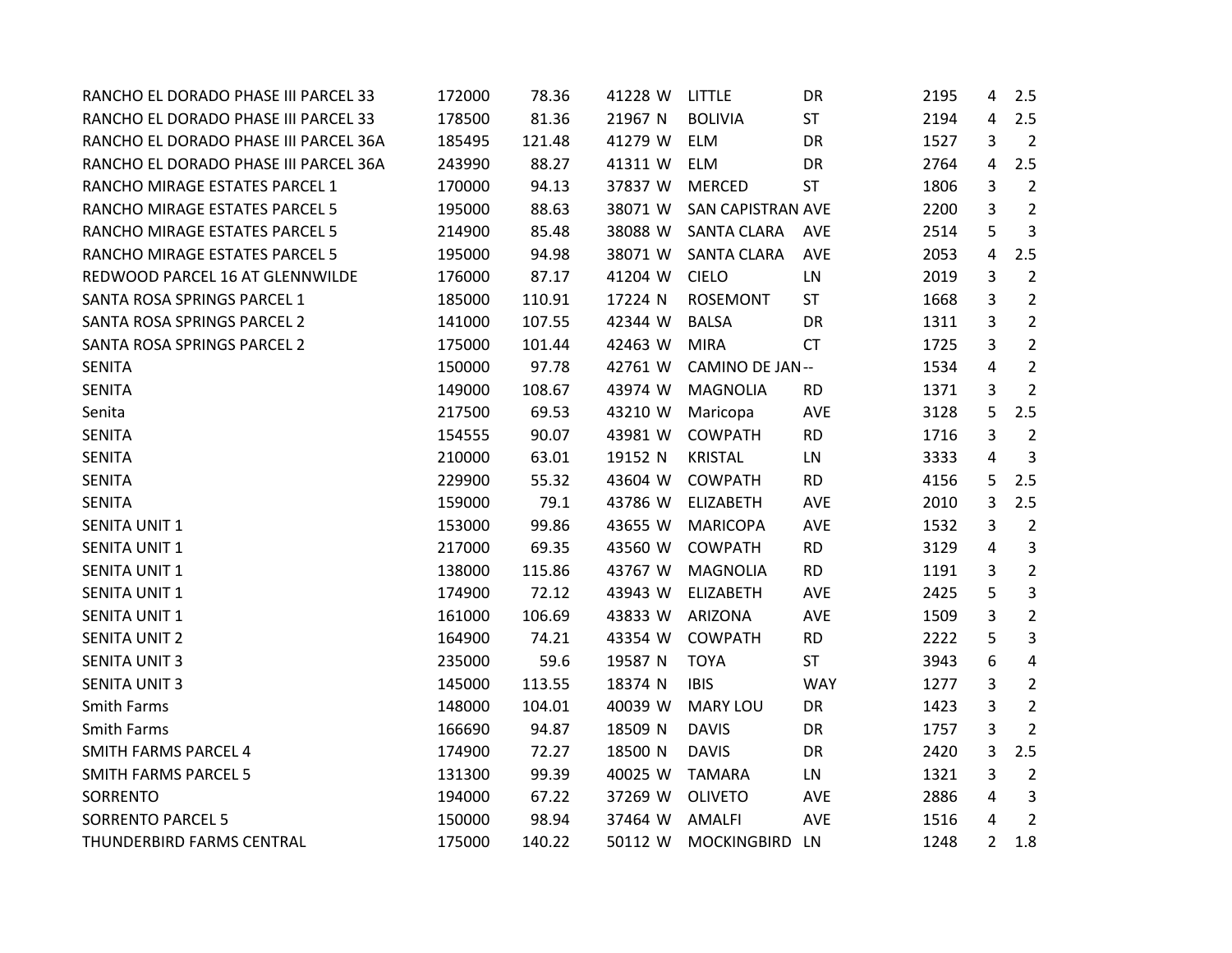| | | | | | | | | | |
|---|---|---|---|---|---|---|---|---|---|
| RANCHO EL DORADO PHASE III PARCEL 33 | 172000 | 78.36 | 41228 | W | LITTLE | DR | 2195 | 4 | 2.5 |
| RANCHO EL DORADO PHASE III PARCEL 33 | 178500 | 81.36 | 21967 | N | BOLIVIA | ST | 2194 | 4 | 2.5 |
| RANCHO EL DORADO PHASE III PARCEL 36A | 185495 | 121.48 | 41279 | W | ELM | DR | 1527 | 3 | 2 |
| RANCHO EL DORADO PHASE III PARCEL 36A | 243990 | 88.27 | 41311 | W | ELM | DR | 2764 | 4 | 2.5 |
| RANCHO MIRAGE ESTATES PARCEL 1 | 170000 | 94.13 | 37837 | W | MERCED | ST | 1806 | 3 | 2 |
| RANCHO MIRAGE ESTATES PARCEL 5 | 195000 | 88.63 | 38071 | W | SAN CAPISTRAN | AVE | 2200 | 3 | 2 |
| RANCHO MIRAGE ESTATES PARCEL 5 | 214900 | 85.48 | 38088 | W | SANTA CLARA | AVE | 2514 | 5 | 3 |
| RANCHO MIRAGE ESTATES PARCEL 5 | 195000 | 94.98 | 38071 | W | SANTA CLARA | AVE | 2053 | 4 | 2.5 |
| REDWOOD PARCEL 16 AT GLENNWILDE | 176000 | 87.17 | 41204 | W | CIELO | LN | 2019 | 3 | 2 |
| SANTA ROSA SPRINGS PARCEL 1 | 185000 | 110.91 | 17224 | N | ROSEMONT | ST | 1668 | 3 | 2 |
| SANTA ROSA SPRINGS PARCEL 2 | 141000 | 107.55 | 42344 | W | BALSA | DR | 1311 | 3 | 2 |
| SANTA ROSA SPRINGS PARCEL 2 | 175000 | 101.44 | 42463 | W | MIRA | CT | 1725 | 3 | 2 |
| SENITA | 150000 | 97.78 | 42761 | W | CAMINO DE JAN | -- | 1534 | 4 | 2 |
| SENITA | 149000 | 108.67 | 43974 | W | MAGNOLIA | RD | 1371 | 3 | 2 |
| Senita | 217500 | 69.53 | 43210 | W | Maricopa | AVE | 3128 | 5 | 2.5 |
| SENITA | 154555 | 90.07 | 43981 | W | COWPATH | RD | 1716 | 3 | 2 |
| SENITA | 210000 | 63.01 | 19152 | N | KRISTAL | LN | 3333 | 4 | 3 |
| SENITA | 229900 | 55.32 | 43604 | W | COWPATH | RD | 4156 | 5 | 2.5 |
| SENITA | 159000 | 79.1 | 43786 | W | ELIZABETH | AVE | 2010 | 3 | 2.5 |
| SENITA UNIT 1 | 153000 | 99.86 | 43655 | W | MARICOPA | AVE | 1532 | 3 | 2 |
| SENITA UNIT 1 | 217000 | 69.35 | 43560 | W | COWPATH | RD | 3129 | 4 | 3 |
| SENITA UNIT 1 | 138000 | 115.86 | 43767 | W | MAGNOLIA | RD | 1191 | 3 | 2 |
| SENITA UNIT 1 | 174900 | 72.12 | 43943 | W | ELIZABETH | AVE | 2425 | 5 | 3 |
| SENITA UNIT 1 | 161000 | 106.69 | 43833 | W | ARIZONA | AVE | 1509 | 3 | 2 |
| SENITA UNIT 2 | 164900 | 74.21 | 43354 | W | COWPATH | RD | 2222 | 5 | 3 |
| SENITA UNIT 3 | 235000 | 59.6 | 19587 | N | TOYA | ST | 3943 | 6 | 4 |
| SENITA UNIT 3 | 145000 | 113.55 | 18374 | N | IBIS | WAY | 1277 | 3 | 2 |
| Smith Farms | 148000 | 104.01 | 40039 | W | MARY LOU | DR | 1423 | 3 | 2 |
| Smith Farms | 166690 | 94.87 | 18509 | N | DAVIS | DR | 1757 | 3 | 2 |
| SMITH FARMS PARCEL 4 | 174900 | 72.27 | 18500 | N | DAVIS | DR | 2420 | 3 | 2.5 |
| SMITH FARMS PARCEL 5 | 131300 | 99.39 | 40025 | W | TAMARA | LN | 1321 | 3 | 2 |
| SORRENTO | 194000 | 67.22 | 37269 | W | OLIVETO | AVE | 2886 | 4 | 3 |
| SORRENTO PARCEL 5 | 150000 | 98.94 | 37464 | W | AMALFI | AVE | 1516 | 4 | 2 |
| THUNDERBIRD FARMS CENTRAL | 175000 | 140.22 | 50112 | W | MOCKINGBIRD | LN | 1248 | 2 | 1.8 |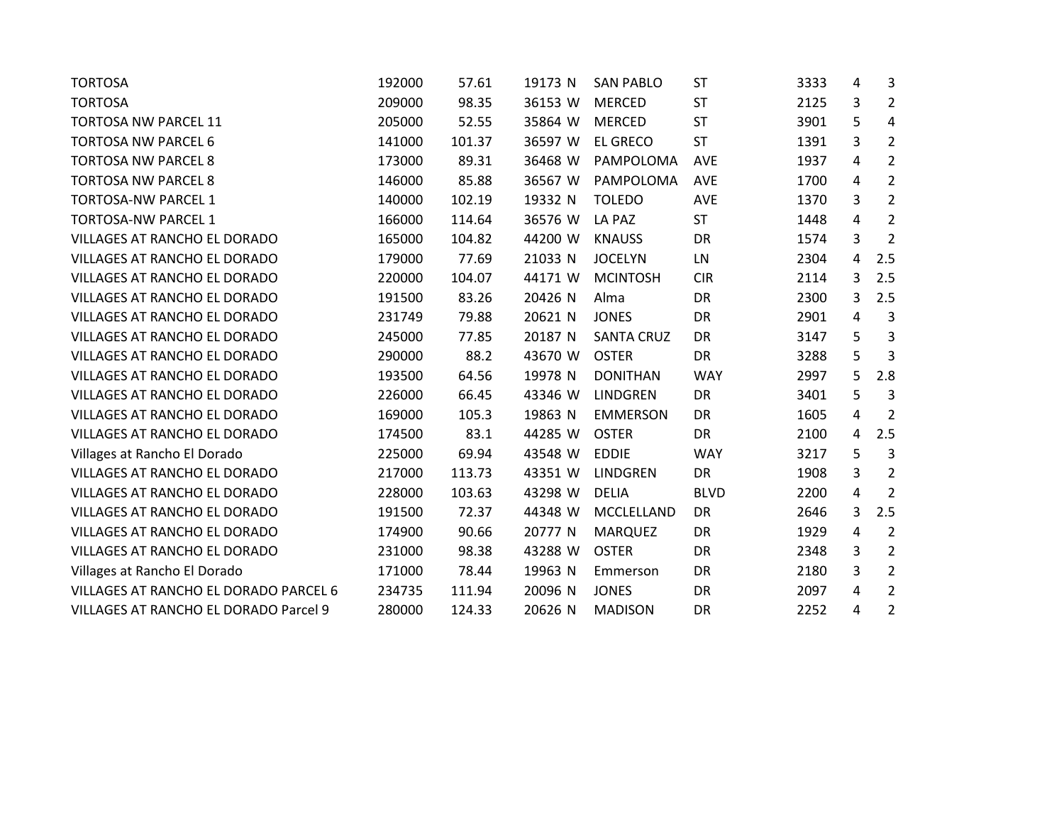| | | | | | | | | | |
|---|---|---|---|---|---|---|---|---|---|
| TORTOSA | 192000 | 57.61 | 19173 | N | SAN PABLO | ST | 3333 | 4 | 3 |
| TORTOSA | 209000 | 98.35 | 36153 | W | MERCED | ST | 2125 | 3 | 2 |
| TORTOSA NW PARCEL 11 | 205000 | 52.55 | 35864 | W | MERCED | ST | 3901 | 5 | 4 |
| TORTOSA NW PARCEL 6 | 141000 | 101.37 | 36597 | W | EL GRECO | ST | 1391 | 3 | 2 |
| TORTOSA NW PARCEL 8 | 173000 | 89.31 | 36468 | W | PAMPOLOMA | AVE | 1937 | 4 | 2 |
| TORTOSA NW PARCEL 8 | 146000 | 85.88 | 36567 | W | PAMPOLOMA | AVE | 1700 | 4 | 2 |
| TORTOSA-NW PARCEL 1 | 140000 | 102.19 | 19332 | N | TOLEDO | AVE | 1370 | 3 | 2 |
| TORTOSA-NW PARCEL 1 | 166000 | 114.64 | 36576 | W | LA PAZ | ST | 1448 | 4 | 2 |
| VILLAGES AT RANCHO EL DORADO | 165000 | 104.82 | 44200 | W | KNAUSS | DR | 1574 | 3 | 2 |
| VILLAGES AT RANCHO EL DORADO | 179000 | 77.69 | 21033 | N | JOCELYN | LN | 2304 | 4 | 2.5 |
| VILLAGES AT RANCHO EL DORADO | 220000 | 104.07 | 44171 | W | MCINTOSH | CIR | 2114 | 3 | 2.5 |
| VILLAGES AT RANCHO EL DORADO | 191500 | 83.26 | 20426 | N | Alma | DR | 2300 | 3 | 2.5 |
| VILLAGES AT RANCHO EL DORADO | 231749 | 79.88 | 20621 | N | JONES | DR | 2901 | 4 | 3 |
| VILLAGES AT RANCHO EL DORADO | 245000 | 77.85 | 20187 | N | SANTA CRUZ | DR | 3147 | 5 | 3 |
| VILLAGES AT RANCHO EL DORADO | 290000 | 88.2 | 43670 | W | OSTER | DR | 3288 | 5 | 3 |
| VILLAGES AT RANCHO EL DORADO | 193500 | 64.56 | 19978 | N | DONITHAN | WAY | 2997 | 5 | 2.8 |
| VILLAGES AT RANCHO EL DORADO | 226000 | 66.45 | 43346 | W | LINDGREN | DR | 3401 | 5 | 3 |
| VILLAGES AT RANCHO EL DORADO | 169000 | 105.3 | 19863 | N | EMMERSON | DR | 1605 | 4 | 2 |
| VILLAGES AT RANCHO EL DORADO | 174500 | 83.1 | 44285 | W | OSTER | DR | 2100 | 4 | 2.5 |
| Villages at Rancho El Dorado | 225000 | 69.94 | 43548 | W | EDDIE | WAY | 3217 | 5 | 3 |
| VILLAGES AT RANCHO EL DORADO | 217000 | 113.73 | 43351 | W | LINDGREN | DR | 1908 | 3 | 2 |
| VILLAGES AT RANCHO EL DORADO | 228000 | 103.63 | 43298 | W | DELIA | BLVD | 2200 | 4 | 2 |
| VILLAGES AT RANCHO EL DORADO | 191500 | 72.37 | 44348 | W | MCCLELLAND | DR | 2646 | 3 | 2.5 |
| VILLAGES AT RANCHO EL DORADO | 174900 | 90.66 | 20777 | N | MARQUEZ | DR | 1929 | 4 | 2 |
| VILLAGES AT RANCHO EL DORADO | 231000 | 98.38 | 43288 | W | OSTER | DR | 2348 | 3 | 2 |
| Villages at Rancho El Dorado | 171000 | 78.44 | 19963 | N | Emmerson | DR | 2180 | 3 | 2 |
| VILLAGES AT RANCHO EL DORADO PARCEL 6 | 234735 | 111.94 | 20096 | N | JONES | DR | 2097 | 4 | 2 |
| VILLAGES AT RANCHO EL DORADO Parcel 9 | 280000 | 124.33 | 20626 | N | MADISON | DR | 2252 | 4 | 2 |